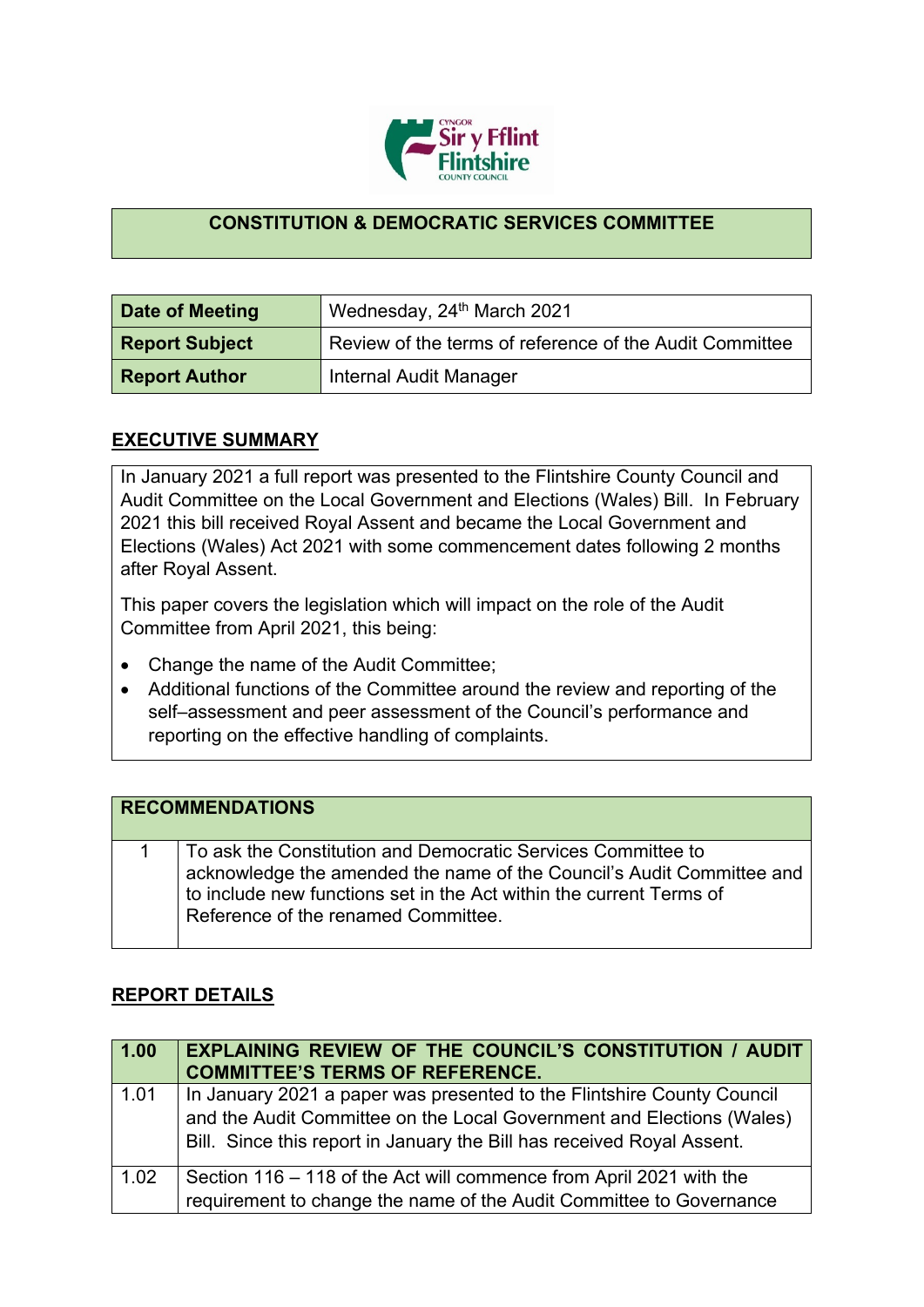## CONSTITUTION & DEMOCRATIC SERVICES COMMITTEE

| Date of Meeting | Wednesday, 24th March 2021 |
|---|---|
| **Report Subject** | Review of the terms of reference of the Audit Committee |
| **Report Author** | Internal Audit Manager |

## EXECUTIVE SUMMARY

In January 2021 a full report was presented to the Flintshire County Council and Audit Committee on the Local Government and Elections (Wales) Bill. In February 2021 this bill received Royal Assent and became the Local Government and Elections (Wales) Act 2021 with some commencement dates following 2 months after Royal Assent.

This paper covers the legislation which will impact on the role of the Audit Committee from April 2021, this being:

- Change the name of the Audit Committee;
- Additional functions of the Committee around the review and reporting of the self–assessment and peer assessment of the Council's performance and reporting on the effective handling of complaints.

| RECOMMENDATIONS | |
|---|---|
| 1 | To ask the Constitution and Democratic Services Committee to acknowledge the amended the name of the Council's Audit Committee and to include new functions set in the Act within the current Terms of Reference of the renamed Committee. |

## REPORT DETAILS

| 1.00 | EXPLAINING REVIEW OF THE COUNCIL'S CONSTITUTION / AUDIT COMMITTEE'S TERMS OF REFERENCE. |
|---|---|
| 1.01 | In January 2021 a paper was presented to the Flintshire County Council and the Audit Committee on the Local Government and Elections (Wales) Bill. Since this report in January the Bill has received Royal Assent. |
| 1.02 | Section 116 – 118 of the Act will commence from April 2021 with the requirement to change the name of the Audit Committee to Governance |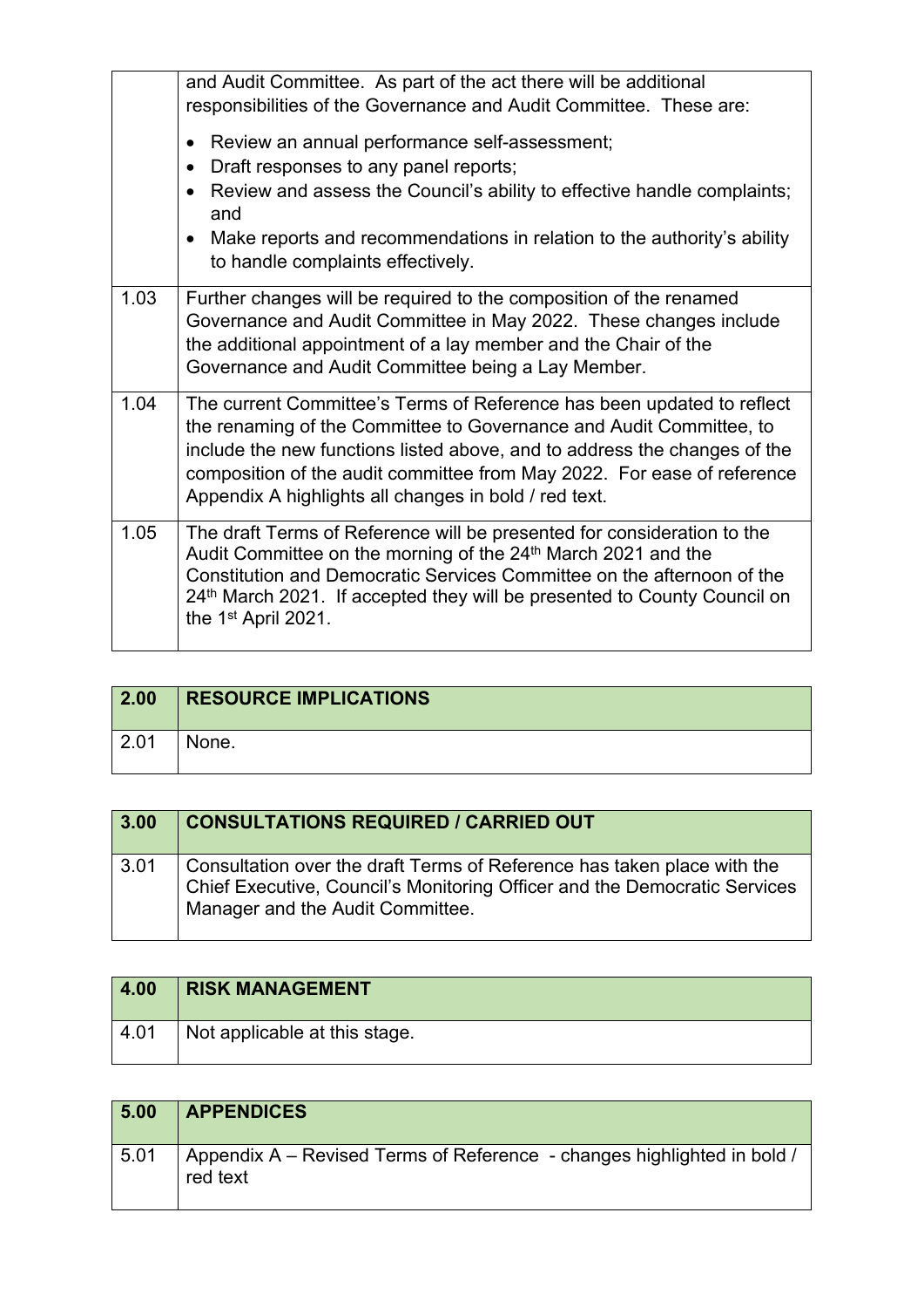| | |
|---|---|
| | and Audit Committee. As part of the act there will be additional responsibilities of the Governance and Audit Committee. These are:<br><br>• Review an annual performance self-assessment;<br>• Draft responses to any panel reports;<br>• Review and assess the Council's ability to effective handle complaints; and<br>• Make reports and recommendations in relation to the authority's ability to handle complaints effectively. |
| 1.03 | Further changes will be required to the composition of the renamed Governance and Audit Committee in May 2022. These changes include the additional appointment of a lay member and the Chair of the Governance and Audit Committee being a Lay Member. |
| 1.04 | The current Committee's Terms of Reference has been updated to reflect the renaming of the Committee to Governance and Audit Committee, to include the new functions listed above, and to address the changes of the composition of the audit committee from May 2022. For ease of reference Appendix A highlights all changes in bold / red text. |
| 1.05 | The draft Terms of Reference will be presented for consideration to the Audit Committee on the morning of the 24th March 2021 and the Constitution and Democratic Services Committee on the afternoon of the 24th March 2021. If accepted they will be presented to County Council on the 1st April 2021. |

| 2.00 | RESOURCE IMPLICATIONS |
|---|---|
| 2.01 | None. |

| 3.00 | CONSULTATIONS REQUIRED / CARRIED OUT |
|---|---|
| 3.01 | Consultation over the draft Terms of Reference has taken place with the Chief Executive, Council's Monitoring Officer and the Democratic Services Manager and the Audit Committee. |

| 4.00 | RISK MANAGEMENT |
|---|---|
| 4.01 | Not applicable at this stage. |

| 5.00 | APPENDICES |
|---|---|
| 5.01 | Appendix A – Revised Terms of Reference - changes highlighted in bold / red text |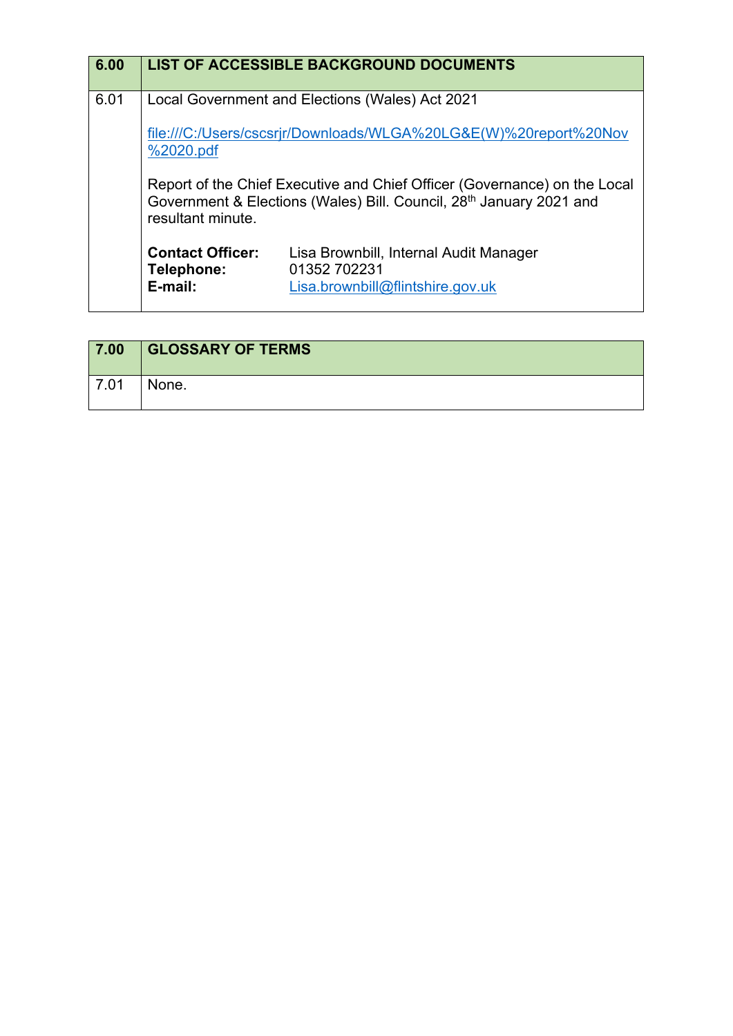| 6.00 | LIST OF ACCESSIBLE BACKGROUND DOCUMENTS |
|---|---|
| 6.01 | Local Government and Elections (Wales) Act 2021<br><br>file:///C:/Users/cscsrjr/Downloads/WLGA%20LG&E(W)%20report%20Nov%2020.pdf<br><br>Report of the Chief Executive and Chief Officer (Governance) on the Local Government & Elections (Wales) Bill. Council, 28th January 2021 and resultant minute.<br><br>**Contact Officer:** Lisa Brownbill, Internal Audit Manager<br>**Telephone:** 01352 702231<br>**E-mail:** Lisa.brownbill@flintshire.gov.uk |

| 7.00 | GLOSSARY OF TERMS |
|---|---|
| 7.01 | None. |